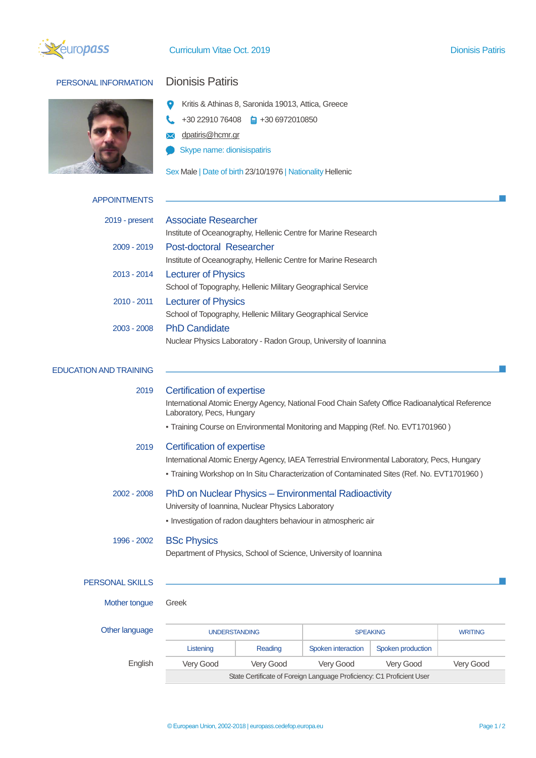# Curriculum Vitae Oct. 2019

## PERSONAL INFORMATION

### Dionisis Patiris

Kritis & Athinas 8, Saronida 19013, Attica, Greece

+30 22910 76408    +30 6972010850

dpatiris@hcmr.gr

Skype name: dionisispatiris

Sex Male | Date of birth 23/10/1976 | Nationality Hellenic

## APPOINTMENTS

**2019 - present** — **Associate Researcher**
Institute of Oceanography, Hellenic Centre for Marine Research

**2009 - 2019** — **Post-doctoral Researcher**
Institute of Oceanography, Hellenic Centre for Marine Research

**2013 - 2014** — **Lecturer of Physics**
School of Topography, Hellenic Military Geographical Service

**2010 - 2011** — **Lecturer of Physics**
School of Topography, Hellenic Military Geographical Service

**2003 - 2008** — **PhD Candidate**
Nuclear Physics Laboratory - Radon Group, University of Ioannina

## EDUCATION AND TRAINING

**2019** — **Certification of expertise**
International Atomic Energy Agency, National Food Chain Safety Office Radioanalytical Reference Laboratory, Pecs, Hungary

- Training Course on Environmental Monitoring and Mapping (Ref. No. EVT1701960 )

**2019** — **Certification of expertise**
International Atomic Energy Agency, IAEA Terrestrial Environmental Laboratory, Pecs, Hungary

- Training Workshop on In Situ Characterization of Contaminated Sites (Ref. No. EVT1701960 )

**2002 - 2008** — **PhD on Nuclear Physics – Environmental Radioactivity**
University of Ioannina, Nuclear Physics Laboratory

- Investigation of radon daughters behaviour in atmospheric air

**1996 - 2002** — **BSc Physics**
Department of Physics, School of Science, University of Ioannina

## PERSONAL SKILLS

**Mother tongue** Greek

**Other language**

| | UNDERSTANDING | | SPEAKING | | WRITING |
|---|---|---|---|---|---|
| | Listening | Reading | Spoken interaction | Spoken production | |
| English | Very Good | Very Good | Very Good | Very Good | Very Good |
| | State Certificate of Foreign Language Proficiency: C1 Proficient User | | | | |

© European Union, 2002-2018 | europass.cedefop.europa.eu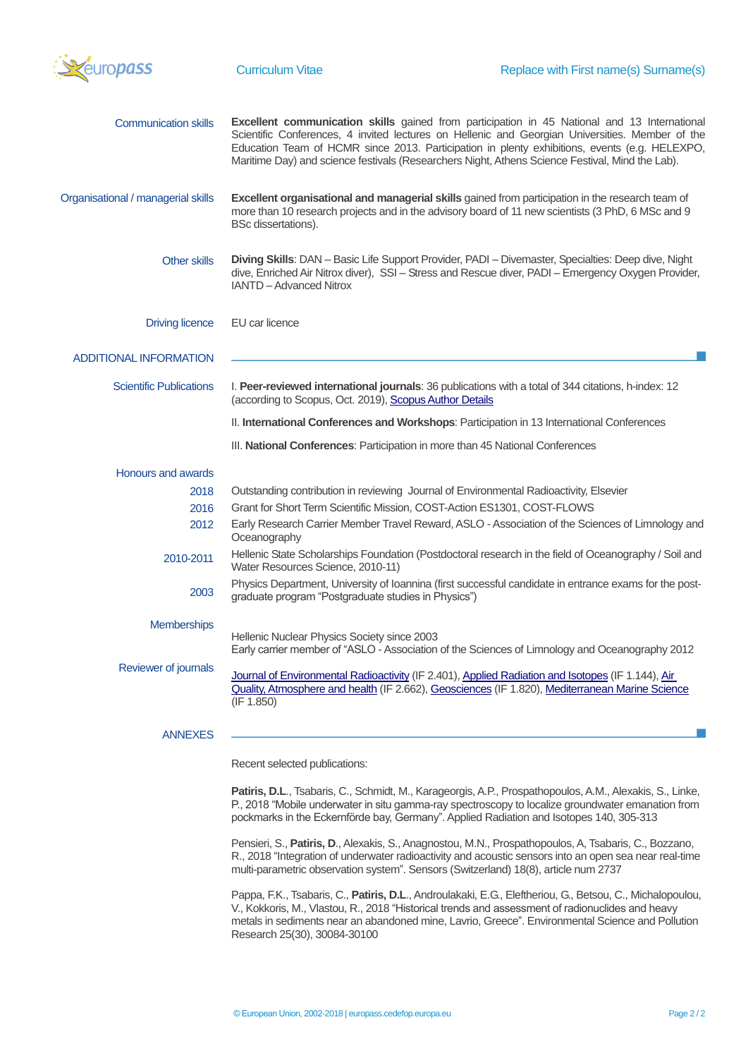**Communication skills**

**Excellent communication skills** gained from participation in 45 National and 13 International Scientific Conferences, 4 invited lectures on Hellenic and Georgian Universities. Member of the Education Team of HCMR since 2013. Participation in plenty exhibitions, events (e.g. HELEXPO, Maritime Day) and science festivals (Researchers Night, Athens Science Festival, Mind the Lab).

**Organisational / managerial skills**

**Excellent organisational and managerial skills** gained from participation in the research team of more than 10 research projects and in the advisory board of 11 new scientists (3 PhD, 6 MSc and 9 BSc dissertations).

**Other skills**

**Diving Skills**: DAN – Basic Life Support Provider, PADI – Divemaster, Specialties: Deep dive, Night dive, Enriched Air Nitrox diver), SSI – Stress and Rescue diver, PADI – Emergency Oxygen Provider, IANTD – Advanced Nitrox

**Driving licence**

EU car licence

## ADDITIONAL INFORMATION

**Scientific Publications**

I. **Peer-reviewed international journals**: 36 publications with a total of 344 citations, h-index: 12 (according to Scopus, Oct. 2019), Scopus Author Details

II. **International Conferences and Workshops**: Participation in 13 International Conferences

III. **National Conferences**: Participation in more than 45 National Conferences

**Honours and awards**

- 2018 Outstanding contribution in reviewing Journal of Environmental Radioactivity, Elsevier
- 2016 Grant for Short Term Scientific Mission, COST-Action ES1301, COST-FLOWS
- 2012 Early Research Carrier Member Travel Reward, ASLO - Association of the Sciences of Limnology and Oceanography
- 2010-2011 Hellenic State Scholarships Foundation (Postdoctoral research in the field of Oceanography / Soil and Water Resources Science, 2010-11)
- 2003 Physics Department, University of Ioannina (first successful candidate in entrance exams for the post-graduate program "Postgraduate studies in Physics")

**Memberships**

Hellenic Nuclear Physics Society since 2003
Early carrier member of "ASLO - Association of the Sciences of Limnology and Oceanography 2012

**Reviewer of journals**

Journal of Environmental Radioactivity (IF 2.401), Applied Radiation and Isotopes (IF 1.144), Air Quality, Atmosphere and health (IF 2.662), Geosciences (IF 1.820), Mediterranean Marine Science (IF 1.850)

## ANNEXES

Recent selected publications:

**Patiris, D.L.**, Tsabaris, C., Schmidt, M., Karageorgis, A.P., Prospathopoulos, A.M., Alexakis, S., Linke, P., 2018 "Mobile underwater in situ gamma-ray spectroscopy to localize groundwater emanation from pockmarks in the Eckernförde bay, Germany". Applied Radiation and Isotopes 140, 305-313

Pensieri, S., **Patiris, D**., Alexakis, S., Anagnostou, M.N., Prospathopoulos, A, Tsabaris, C., Bozzano, R., 2018 "Integration of underwater radioactivity and acoustic sensors into an open sea near real-time multi-parametric observation system". Sensors (Switzerland) 18(8), article num 2737

Pappa, F.K., Tsabaris, C., **Patiris, D.L**., Androulakaki, E.G., Eleftheriou, G., Betsou, C., Michalopoulou, V., Kokkoris, M., Vlastou, R., 2018 "Historical trends and assessment of radionuclides and heavy metals in sediments near an abandoned mine, Lavrio, Greece". Environmental Science and Pollution Research 25(30), 30084-30100